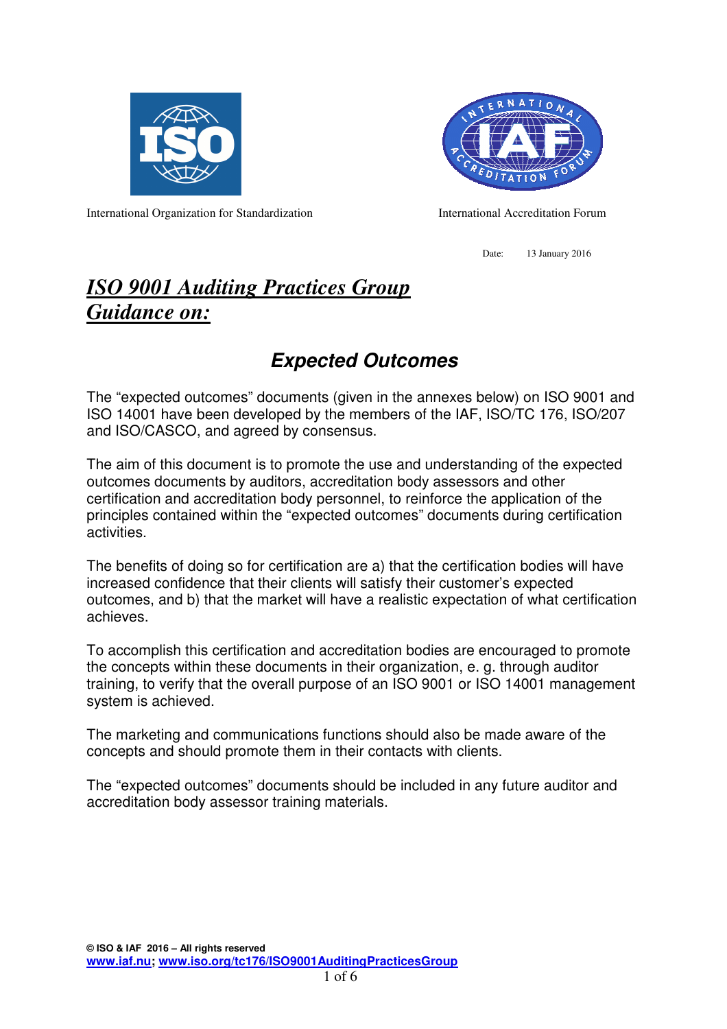International Organization for Standardization

International Accreditation Forum

Date: 13 January 2016

# *ISO 9001 Auditing Practices Group Guidance on:*

## ***Expected Outcomes***

The "expected outcomes" documents (given in the annexes below) on ISO 9001 and ISO 14001 have been developed by the members of the IAF, ISO/TC 176, ISO/207 and ISO/CASCO, and agreed by consensus.

The aim of this document is to promote the use and understanding of the expected outcomes documents by auditors, accreditation body assessors and other certification and accreditation body personnel, to reinforce the application of the principles contained within the "expected outcomes" documents during certification activities.

The benefits of doing so for certification are a) that the certification bodies will have increased confidence that their clients will satisfy their customer's expected outcomes, and b) that the market will have a realistic expectation of what certification achieves.

To accomplish this certification and accreditation bodies are encouraged to promote the concepts within these documents in their organization, e. g. through auditor training, to verify that the overall purpose of an ISO 9001 or ISO 14001 management system is achieved.

The marketing and communications functions should also be made aware of the concepts and should promote them in their contacts with clients.

The "expected outcomes" documents should be included in any future auditor and accreditation body assessor training materials.

**© ISO & IAF 2016 – All rights reserved**
**www.iaf.nu; www.iso.org/tc176/ISO9001AuditingPracticesGroup**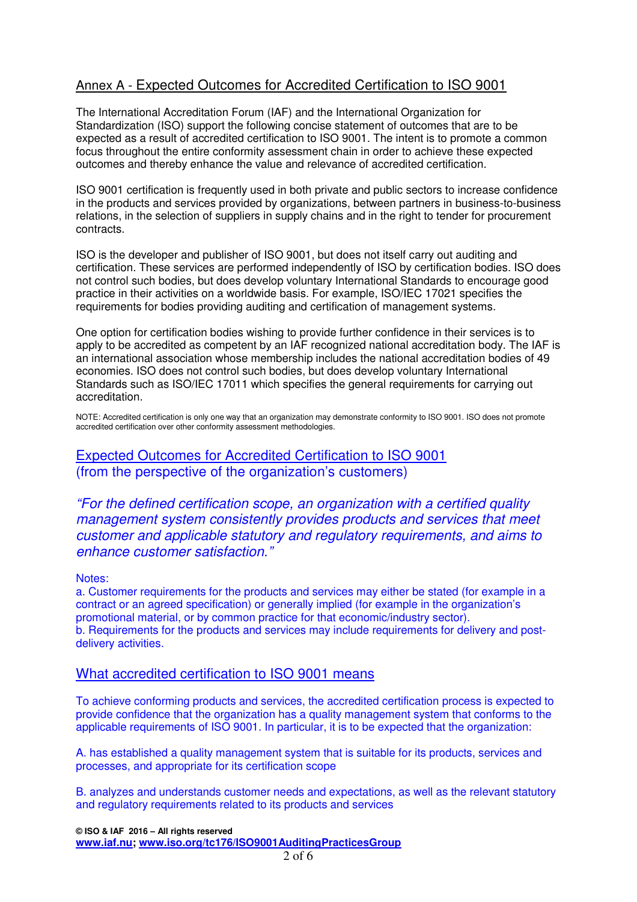## Annex A - Expected Outcomes for Accredited Certification to ISO 9001

The International Accreditation Forum (IAF) and the International Organization for Standardization (ISO) support the following concise statement of outcomes that are to be expected as a result of accredited certification to ISO 9001. The intent is to promote a common focus throughout the entire conformity assessment chain in order to achieve these expected outcomes and thereby enhance the value and relevance of accredited certification.

ISO 9001 certification is frequently used in both private and public sectors to increase confidence in the products and services provided by organizations, between partners in business-to-business relations, in the selection of suppliers in supply chains and in the right to tender for procurement contracts.

ISO is the developer and publisher of ISO 9001, but does not itself carry out auditing and certification. These services are performed independently of ISO by certification bodies. ISO does not control such bodies, but does develop voluntary International Standards to encourage good practice in their activities on a worldwide basis. For example, ISO/IEC 17021 specifies the requirements for bodies providing auditing and certification of management systems.

One option for certification bodies wishing to provide further confidence in their services is to apply to be accredited as competent by an IAF recognized national accreditation body. The IAF is an international association whose membership includes the national accreditation bodies of 49 economies. ISO does not control such bodies, but does develop voluntary International Standards such as ISO/IEC 17011 which specifies the general requirements for carrying out accreditation.

NOTE: Accredited certification is only one way that an organization may demonstrate conformity to ISO 9001. ISO does not promote accredited certification over other conformity assessment methodologies.

### Expected Outcomes for Accredited Certification to ISO 9001 (from the perspective of the organization's customers)

*"For the defined certification scope, an organization with a certified quality management system consistently provides products and services that meet customer and applicable statutory and regulatory requirements, and aims to enhance customer satisfaction."*

Notes:

a. Customer requirements for the products and services may either be stated (for example in a contract or an agreed specification) or generally implied (for example in the organization's promotional material, or by common practice for that economic/industry sector).

b. Requirements for the products and services may include requirements for delivery and post-delivery activities.

### What accredited certification to ISO 9001 means

To achieve conforming products and services, the accredited certification process is expected to provide confidence that the organization has a quality management system that conforms to the applicable requirements of ISO 9001. In particular, it is to be expected that the organization:

A. has established a quality management system that is suitable for its products, services and processes, and appropriate for its certification scope

B. analyzes and understands customer needs and expectations, as well as the relevant statutory and regulatory requirements related to its products and services

**© ISO & IAF 2016 – All rights reserved**
**www.iaf.nu; www.iso.org/tc176/ISO9001AuditingPracticesGroup**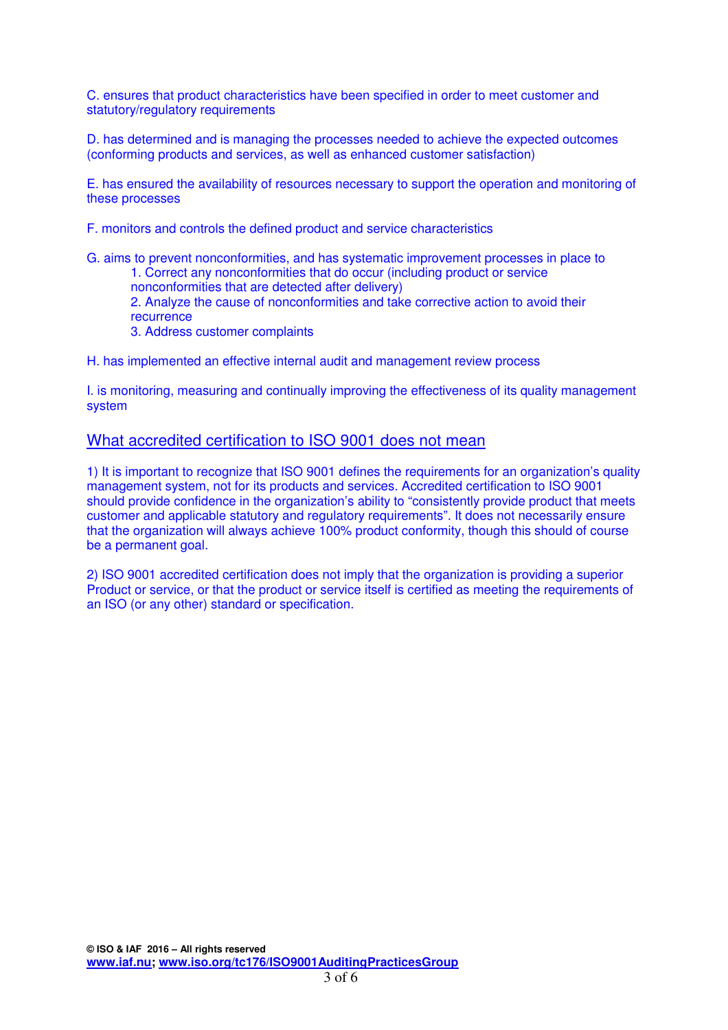C. ensures that product characteristics have been specified in order to meet customer and statutory/regulatory requirements

D. has determined and is managing the processes needed to achieve the expected outcomes (conforming products and services, as well as enhanced customer satisfaction)

E. has ensured the availability of resources necessary to support the operation and monitoring of these processes

F. monitors and controls the defined product and service characteristics

G. aims to prevent nonconformities, and has systematic improvement processes in place to

1. Correct any nonconformities that do occur (including product or service nonconformities that are detected after delivery)
2. Analyze the cause of nonconformities and take corrective action to avoid their recurrence
3. Address customer complaints

H. has implemented an effective internal audit and management review process

I. is monitoring, measuring and continually improving the effectiveness of its quality management system

## What accredited certification to ISO 9001 does not mean

1) It is important to recognize that ISO 9001 defines the requirements for an organization's quality management system, not for its products and services. Accredited certification to ISO 9001 should provide confidence in the organization's ability to "consistently provide product that meets customer and applicable statutory and regulatory requirements". It does not necessarily ensure that the organization will always achieve 100% product conformity, though this should of course be a permanent goal.

2) ISO 9001 accredited certification does not imply that the organization is providing a superior Product or service, or that the product or service itself is certified as meeting the requirements of an ISO (or any other) standard or specification.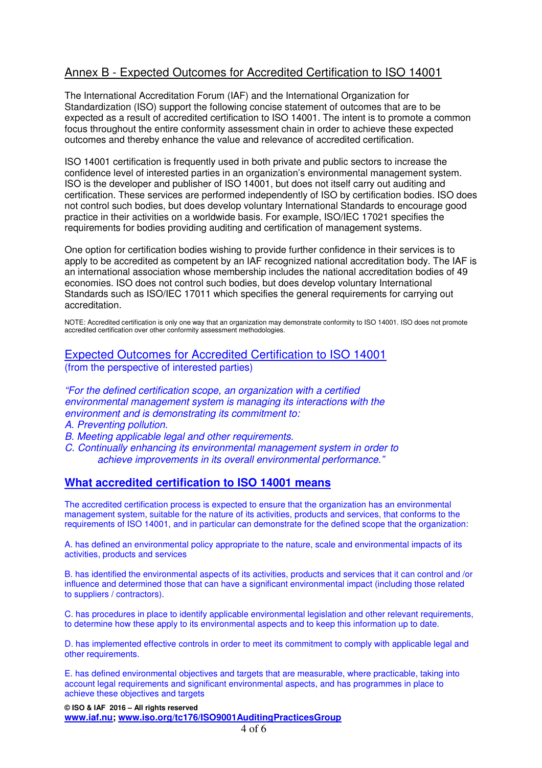## Annex B - Expected Outcomes for Accredited Certification to ISO 14001

The International Accreditation Forum (IAF) and the International Organization for Standardization (ISO) support the following concise statement of outcomes that are to be expected as a result of accredited certification to ISO 14001. The intent is to promote a common focus throughout the entire conformity assessment chain in order to achieve these expected outcomes and thereby enhance the value and relevance of accredited certification.

ISO 14001 certification is frequently used in both private and public sectors to increase the confidence level of interested parties in an organization's environmental management system. ISO is the developer and publisher of ISO 14001, but does not itself carry out auditing and certification. These services are performed independently of ISO by certification bodies. ISO does not control such bodies, but does develop voluntary International Standards to encourage good practice in their activities on a worldwide basis. For example, ISO/IEC 17021 specifies the requirements for bodies providing auditing and certification of management systems.

One option for certification bodies wishing to provide further confidence in their services is to apply to be accredited as competent by an IAF recognized national accreditation body. The IAF is an international association whose membership includes the national accreditation bodies of 49 economies. ISO does not control such bodies, but does develop voluntary International Standards such as ISO/IEC 17011 which specifies the general requirements for carrying out accreditation.

NOTE: Accredited certification is only one way that an organization may demonstrate conformity to ISO 14001. ISO does not promote accredited certification over other conformity assessment methodologies.

### Expected Outcomes for Accredited Certification to ISO 14001

(from the perspective of interested parties)

*"For the defined certification scope, an organization with a certified environmental management system is managing its interactions with the environment and is demonstrating its commitment to:*

*A. Preventing pollution.*

*B. Meeting applicable legal and other requirements.*

*C. Continually enhancing its environmental management system in order to achieve improvements in its overall environmental performance."*

### **What accredited certification to ISO 14001 means**

The accredited certification process is expected to ensure that the organization has an environmental management system, suitable for the nature of its activities, products and services, that conforms to the requirements of ISO 14001, and in particular can demonstrate for the defined scope that the organization:

A. has defined an environmental policy appropriate to the nature, scale and environmental impacts of its activities, products and services

B. has identified the environmental aspects of its activities, products and services that it can control and /or influence and determined those that can have a significant environmental impact (including those related to suppliers / contractors).

C. has procedures in place to identify applicable environmental legislation and other relevant requirements, to determine how these apply to its environmental aspects and to keep this information up to date.

D. has implemented effective controls in order to meet its commitment to comply with applicable legal and other requirements.

E. has defined environmental objectives and targets that are measurable, where practicable, taking into account legal requirements and significant environmental aspects, and has programmes in place to achieve these objectives and targets

**© ISO & IAF 2016 – All rights reserved**
**www.iaf.nu; www.iso.org/tc176/ISO9001AuditingPracticesGroup**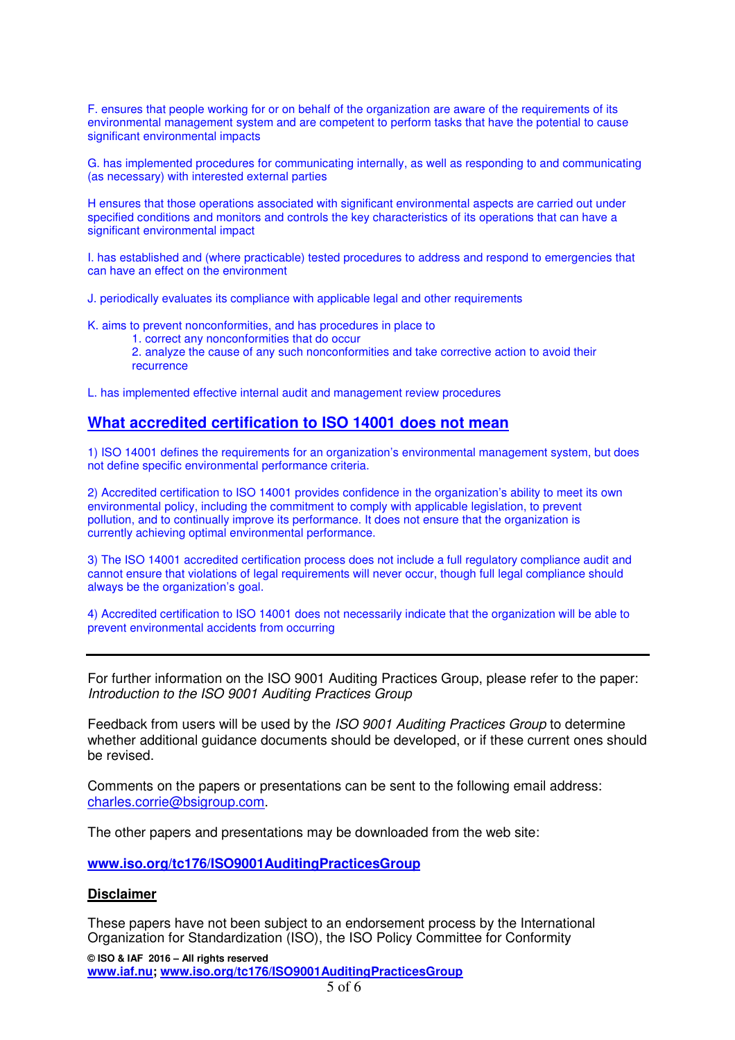F. ensures that people working for or on behalf of the organization are aware of the requirements of its environmental management system and are competent to perform tasks that have the potential to cause significant environmental impacts

G. has implemented procedures for communicating internally, as well as responding to and communicating (as necessary) with interested external parties

H ensures that those operations associated with significant environmental aspects are carried out under specified conditions and monitors and controls the key characteristics of its operations that can have a significant environmental impact

I. has established and (where practicable) tested procedures to address and respond to emergencies that can have an effect on the environment

J. periodically evaluates its compliance with applicable legal and other requirements

K. aims to prevent nonconformities, and has procedures in place to

1. correct any nonconformities that do occur
2. analyze the cause of any such nonconformities and take corrective action to avoid their recurrence

L. has implemented effective internal audit and management review procedures

## What accredited certification to ISO 14001 does not mean

1) ISO 14001 defines the requirements for an organization's environmental management system, but does not define specific environmental performance criteria.

2) Accredited certification to ISO 14001 provides confidence in the organization's ability to meet its own environmental policy, including the commitment to comply with applicable legislation, to prevent pollution, and to continually improve its performance. It does not ensure that the organization is currently achieving optimal environmental performance.

3) The ISO 14001 accredited certification process does not include a full regulatory compliance audit and cannot ensure that violations of legal requirements will never occur, though full legal compliance should always be the organization's goal.

4) Accredited certification to ISO 14001 does not necessarily indicate that the organization will be able to prevent environmental accidents from occurring

---

For further information on the ISO 9001 Auditing Practices Group, please refer to the paper: *Introduction to the ISO 9001 Auditing Practices Group*

Feedback from users will be used by the *ISO 9001 Auditing Practices Group* to determine whether additional guidance documents should be developed, or if these current ones should be revised.

Comments on the papers or presentations can be sent to the following email address: charles.corrie@bsigroup.com.

The other papers and presentations may be downloaded from the web site:

**www.iso.org/tc176/ISO9001AuditingPracticesGroup**

**Disclaimer**

These papers have not been subject to an endorsement process by the International Organization for Standardization (ISO), the ISO Policy Committee for Conformity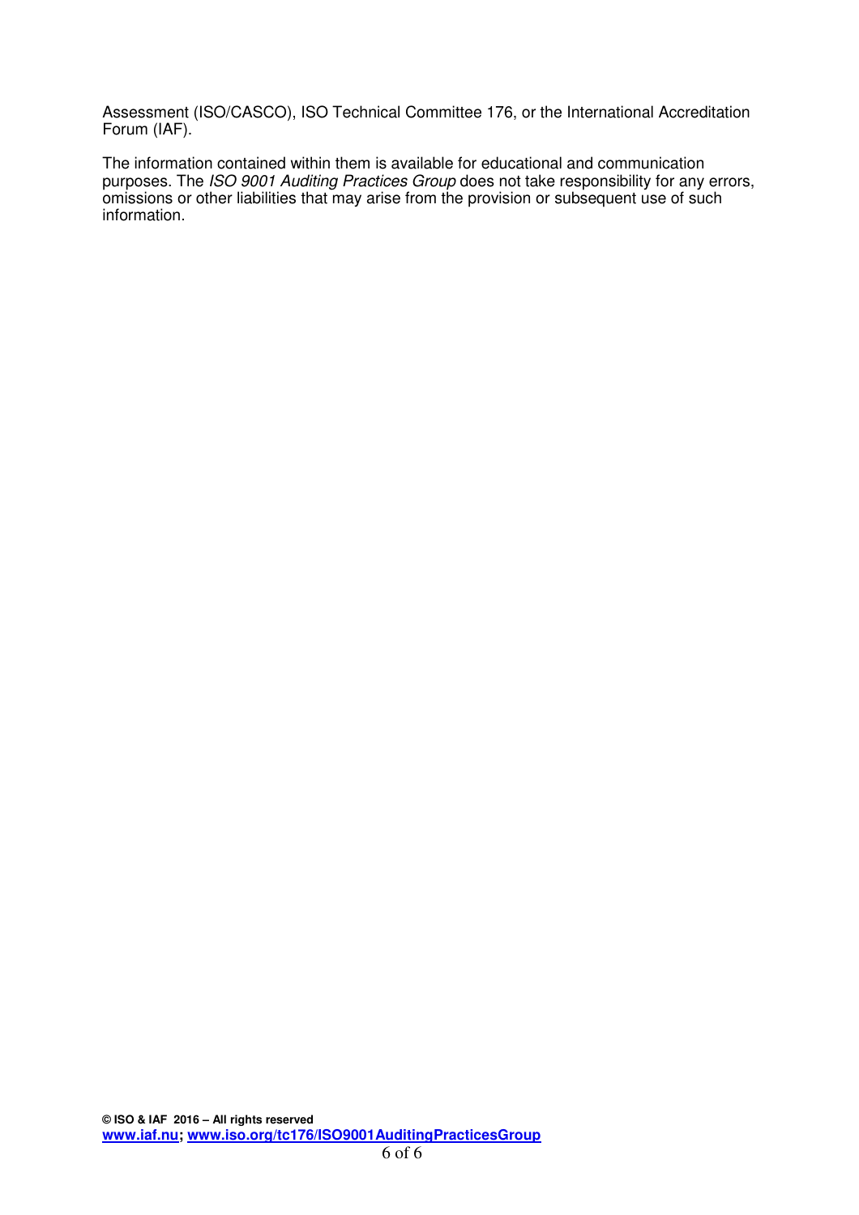Assessment (ISO/CASCO), ISO Technical Committee 176, or the International Accreditation Forum (IAF).

The information contained within them is available for educational and communication purposes. The *ISO 9001 Auditing Practices Group* does not take responsibility for any errors, omissions or other liabilities that may arise from the provision or subsequent use of such information.